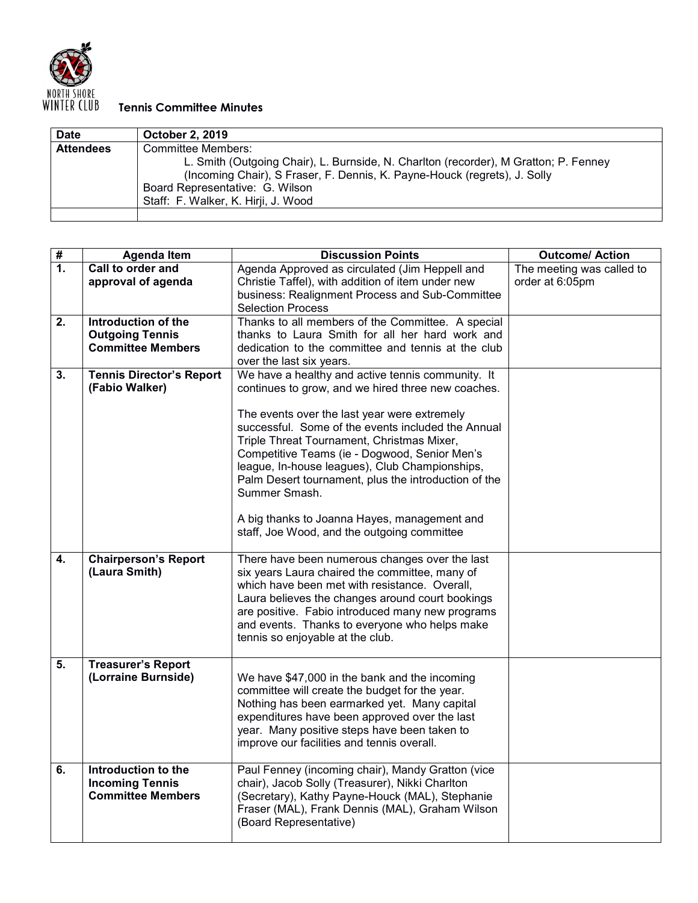**Tennis Committee Minutes**

| Date | October 2, 2019 |
|---|---|
| Attendees | Committee Members:<br>L. Smith (Outgoing Chair), L. Burnside, N. Charlton (recorder), M Gratton; P. Fenney (Incoming Chair), S Fraser, F. Dennis, K. Payne-Houck (regrets), J. Solly<br>Board Representative: G. Wilson<br>Staff: F. Walker, K. Hirji, J. Wood |
| | |

| # | Agenda Item | Discussion Points | Outcome/ Action |
|---|---|---|---|
| 1. | **Call to order and approval of agenda** | Agenda Approved as circulated (Jim Heppell and Christie Taffel), with addition of item under new business: Realignment Process and Sub-Committee Selection Process | The meeting was called to order at 6:05pm |
| 2. | **Introduction of the Outgoing Tennis Committee Members** | Thanks to all members of the Committee. A special thanks to Laura Smith for all her hard work and dedication to the committee and tennis at the club over the last six years. | |
| 3. | **Tennis Director's Report (Fabio Walker)** | We have a healthy and active tennis community. It continues to grow, and we hired three new coaches.<br><br>The events over the last year were extremely successful. Some of the events included the Annual Triple Threat Tournament, Christmas Mixer, Competitive Teams (ie - Dogwood, Senior Men's league, In-house leagues), Club Championships, Palm Desert tournament, plus the introduction of the Summer Smash.<br><br>A big thanks to Joanna Hayes, management and staff, Joe Wood, and the outgoing committee | |
| 4. | **Chairperson's Report (Laura Smith)** | There have been numerous changes over the last six years Laura chaired the committee, many of which have been met with resistance. Overall, Laura believes the changes around court bookings are positive. Fabio introduced many new programs and events. Thanks to everyone who helps make tennis so enjoyable at the club. | |
| 5. | **Treasurer's Report (Lorraine Burnside)** | We have $47,000 in the bank and the incoming committee will create the budget for the year. Nothing has been earmarked yet. Many capital expenditures have been approved over the last year. Many positive steps have been taken to improve our facilities and tennis overall. | |
| 6. | **Introduction to the Incoming Tennis Committee Members** | Paul Fenney (incoming chair), Mandy Gratton (vice chair), Jacob Solly (Treasurer), Nikki Charlton (Secretary), Kathy Payne-Houck (MAL), Stephanie Fraser (MAL), Frank Dennis (MAL), Graham Wilson (Board Representative) | |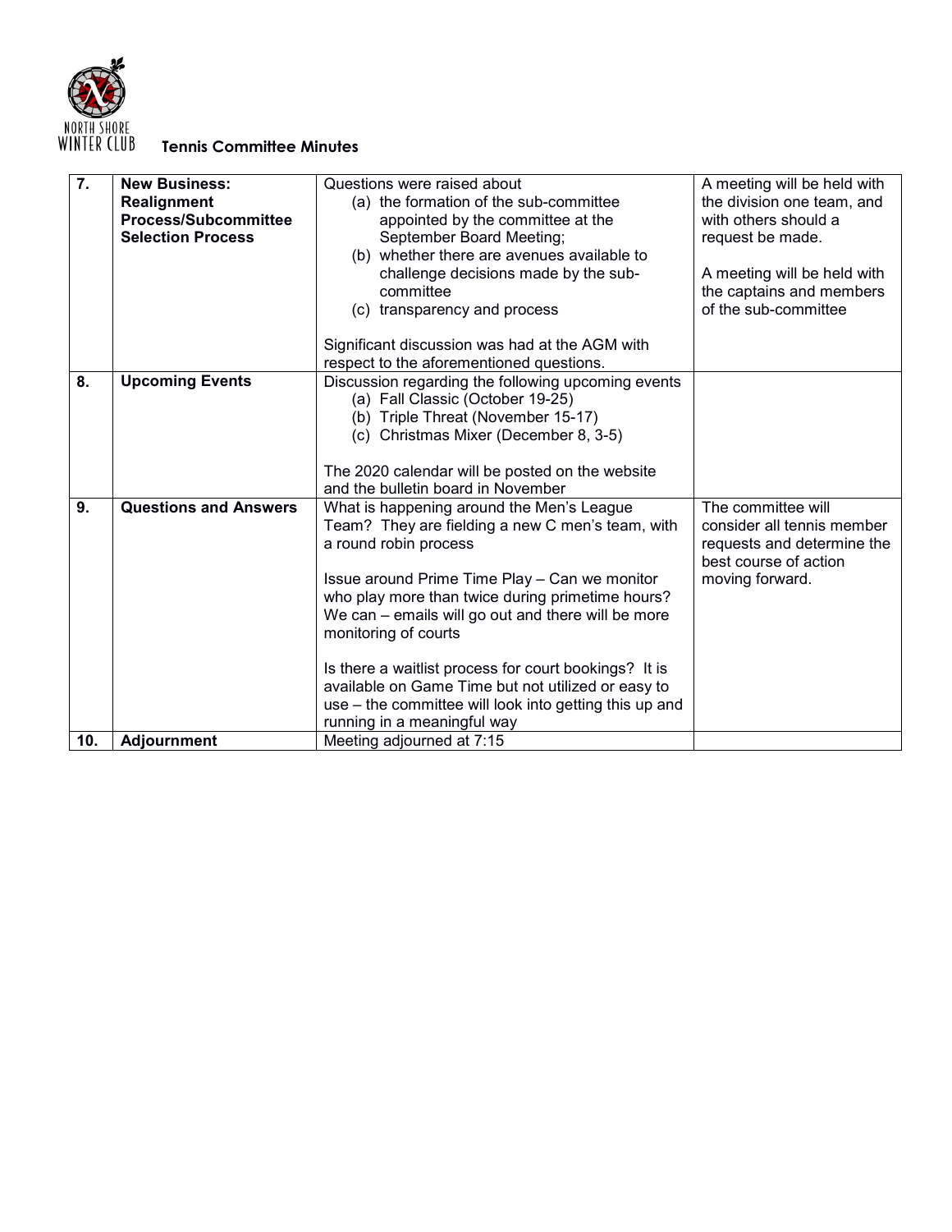NORTH SHORE WINTER CLUB

**Tennis Committee Minutes**

| | | | |
|---|---|---|---|
| **7.** | **New Business: Realignment Process/Subcommittee Selection Process** | Questions were raised about<br>(a) the formation of the sub-committee appointed by the committee at the September Board Meeting;<br>(b) whether there are avenues available to challenge decisions made by the sub-committee<br>(c) transparency and process<br><br>Significant discussion was had at the AGM with respect to the aforementioned questions. | A meeting will be held with the division one team, and with others should a request be made.<br><br>A meeting will be held with the captains and members of the sub-committee |
| **8.** | **Upcoming Events** | Discussion regarding the following upcoming events<br>(a) Fall Classic (October 19-25)<br>(b) Triple Threat (November 15-17)<br>(c) Christmas Mixer (December 8, 3-5)<br><br>The 2020 calendar will be posted on the website and the bulletin board in November | |
| **9.** | **Questions and Answers** | What is happening around the Men's League Team? They are fielding a new C men's team, with a round robin process<br><br>Issue around Prime Time Play – Can we monitor who play more than twice during primetime hours? We can – emails will go out and there will be more monitoring of courts<br><br>Is there a waitlist process for court bookings? It is available on Game Time but not utilized or easy to use – the committee will look into getting this up and running in a meaningful way | The committee will consider all tennis member requests and determine the best course of action moving forward. |
| **10.** | **Adjournment** | Meeting adjourned at 7:15 | |